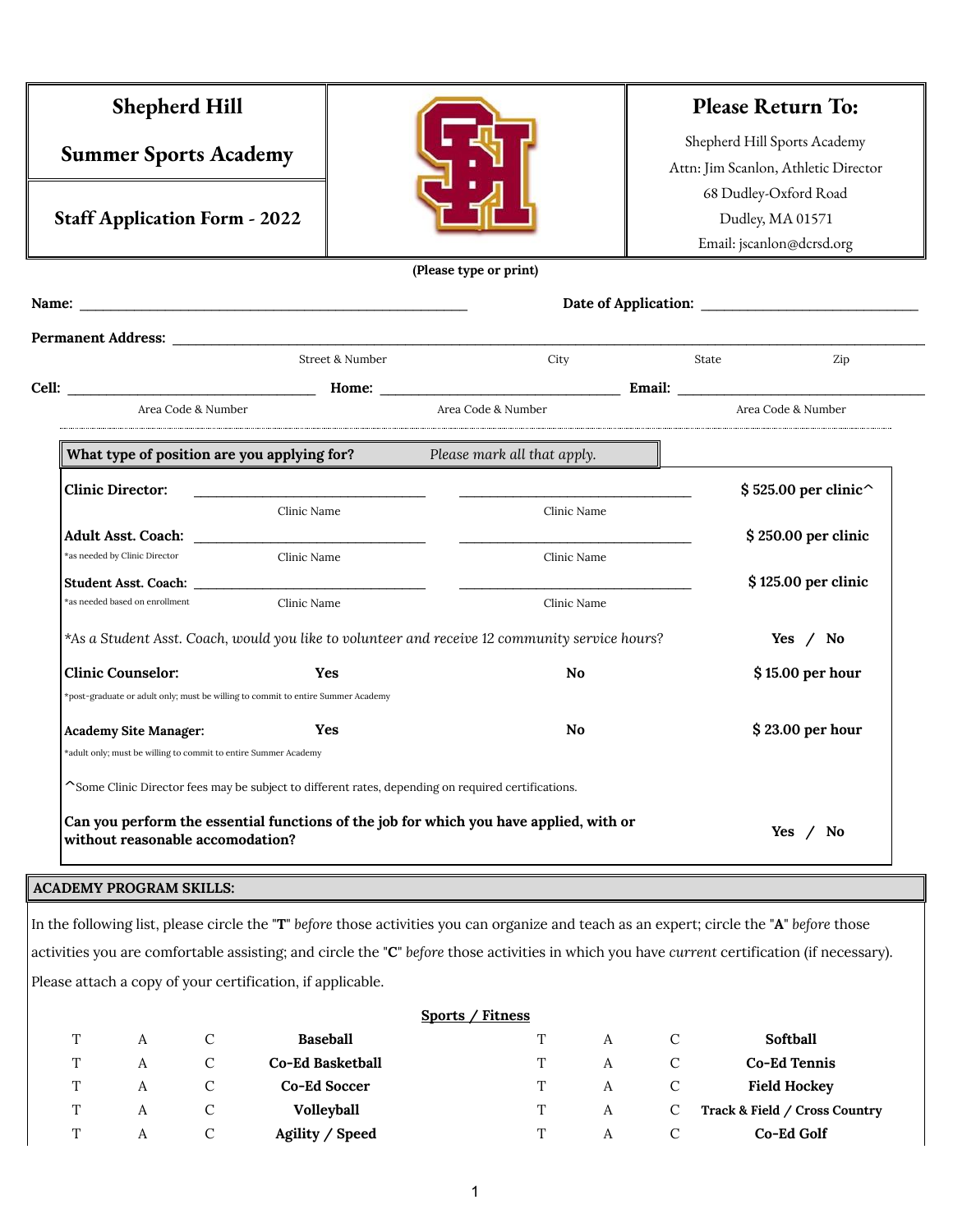# Shepherd Hill

## Summer Sports Academy

### Staff Application Form - 2022

**Please Return To:**

Shepherd Hill Sports Academy
Attn: Jim Scanlon, Athletic Director
68 Dudley-Oxford Road
Dudley, MA 01571
Email: jscanlon@dcrsd.org

**(Please type or print)**

**Name:** ______________________________ **Date of Application:** ____________________

**Permanent Address:** ________________________________________________
Street & Number — City — State — Zip

**Cell:** ____________________ **Home:** ____________________ **Email:** ____________________
Area Code & Number — Area Code & Number — Area Code & Number

---

**What type of position are you applying for?** *Please mark all that apply.*

| Position | Clinic Name | Clinic Name | Rate |
|---|---|---|---|
| **Clinic Director:** | ____________ | ____________ | **$ 525.00 per clinic^** |
| **Adult Asst. Coach:** *as needed by Clinic Director | ____________ | ____________ | **$ 250.00 per clinic** |
| **Student Asst. Coach:** *as needed based on enrollment | ____________ | ____________ | **$ 125.00 per clinic** |

*\*As a Student Asst. Coach, would you like to volunteer and receive 12 community service hours?* **Yes / No**

| Position | | | Rate |
|---|---|---|---|
| **Clinic Counselor:** *post-graduate or adult only; must be willing to commit to entire Summer Academy | **Yes** | **No** | **$ 15.00 per hour** |
| **Academy Site Manager:** *adult only; must be willing to commit to entire Summer Academy | **Yes** | **No** | **$ 23.00 per hour** |

^Some Clinic Director fees may be subject to different rates, depending on required certifications.

**Can you perform the essential functions of the job for which you have applied, with or without reasonable accomodation?** **Yes / No**

## ACADEMY PROGRAM SKILLS:

In the following list, please circle the "**T**" *before* those activities you can organize and teach as an expert; circle the "**A**" *before* those activities you are comfortable assisting; and circle the "**C**" *before* those activities in which you have *current* certification (if necessary). Please attach a copy of your certification, if applicable.

**Sports / Fitness**

| | | | | | | | |
|---|---|---|---|---|---|---|---|
| T | A | C | **Baseball** | T | A | C | **Softball** |
| T | A | C | **Co-Ed Basketball** | T | A | C | **Co-Ed Tennis** |
| T | A | C | **Co-Ed Soccer** | T | A | C | **Field Hockey** |
| T | A | C | **Volleyball** | T | A | C | **Track & Field / Cross Country** |
| T | A | C | **Agility / Speed** | T | A | C | **Co-Ed Golf** |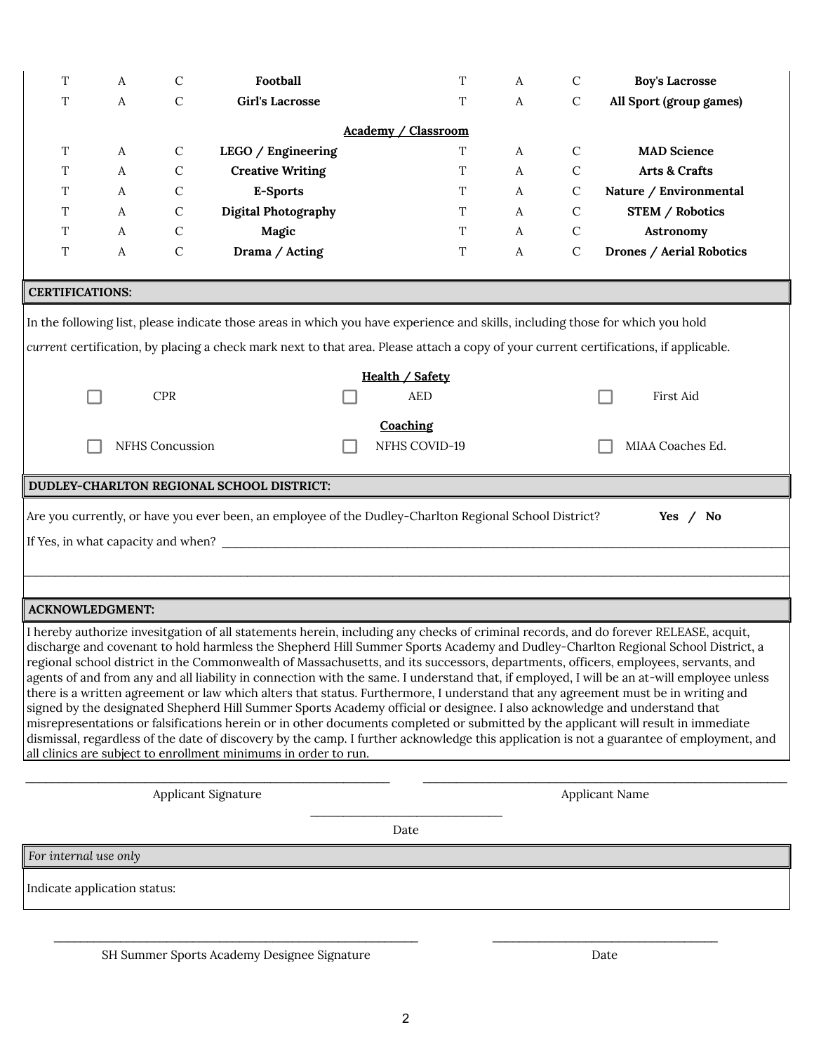| | | | | | | | |
|---|---|---|---|---|---|---|---|
| T | A | C | **Football** | T | A | C | **Boy's Lacrosse** |
| T | A | C | **Girl's Lacrosse** | T | A | C | **All Sport (group games)** |

**Academy / Classroom**

| | | | | | | | |
|---|---|---|---|---|---|---|---|
| T | A | C | **LEGO / Engineering** | T | A | C | **MAD Science** |
| T | A | C | **Creative Writing** | T | A | C | **Arts & Crafts** |
| T | A | C | **E-Sports** | T | A | C | **Nature / Environmental** |
| T | A | C | **Digital Photography** | T | A | C | **STEM / Robotics** |
| T | A | C | **Magic** | T | A | C | **Astronomy** |
| T | A | C | **Drama / Acting** | T | A | C | **Drones / Aerial Robotics** |

## CERTIFICATIONS:

In the following list, please indicate those areas in which you have experience and skills, including those for which you hold *current* certification, by placing a check mark next to that area. Please attach a copy of your current certifications, if applicable.

**Health / Safety**

☐ CPR ☐ AED ☐ First Aid

**Coaching**

☐ NFHS Concussion ☐ NFHS COVID-19 ☐ MIAA Coaches Ed.

## DUDLEY-CHARLTON REGIONAL SCHOOL DISTRICT:

Are you currently, or have you ever been, an employee of the Dudley-Charlton Regional School District? **Yes / No**

If Yes, in what capacity and when? ______________________________________________

______________________________________________

## ACKNOWLEDGMENT:

I hereby authorize invesitgation of all statements herein, including any checks of criminal records, and do forever RELEASE, acquit, discharge and covenant to hold harmless the Shepherd Hill Summer Sports Academy and Dudley-Charlton Regional School District, a regional school district in the Commonwealth of Massachusetts, and its successors, departments, officers, employees, servants, and agents of and from any and all liability in connection with the same. I understand that, if employed, I will be an at-will employee unless there is a written agreement or law which alters that status. Furthermore, I understand that any agreement must be in writing and signed by the designated Shepherd Hill Summer Sports Academy official or designee. I also acknowledge and understand that misrepresentations or falsifications herein or in other documents completed or submitted by the applicant will result in immediate dismissal, regardless of the date of discovery by the camp. I further acknowledge this application is not a guarantee of employment, and all clinics are subject to enrollment minimums in order to run.

______________________________ ______________________________

Applicant Signature Applicant Name

______________________________

Date

*For internal use only*

Indicate application status:

______________________________ ______________________________

SH Summer Sports Academy Designee Signature Date